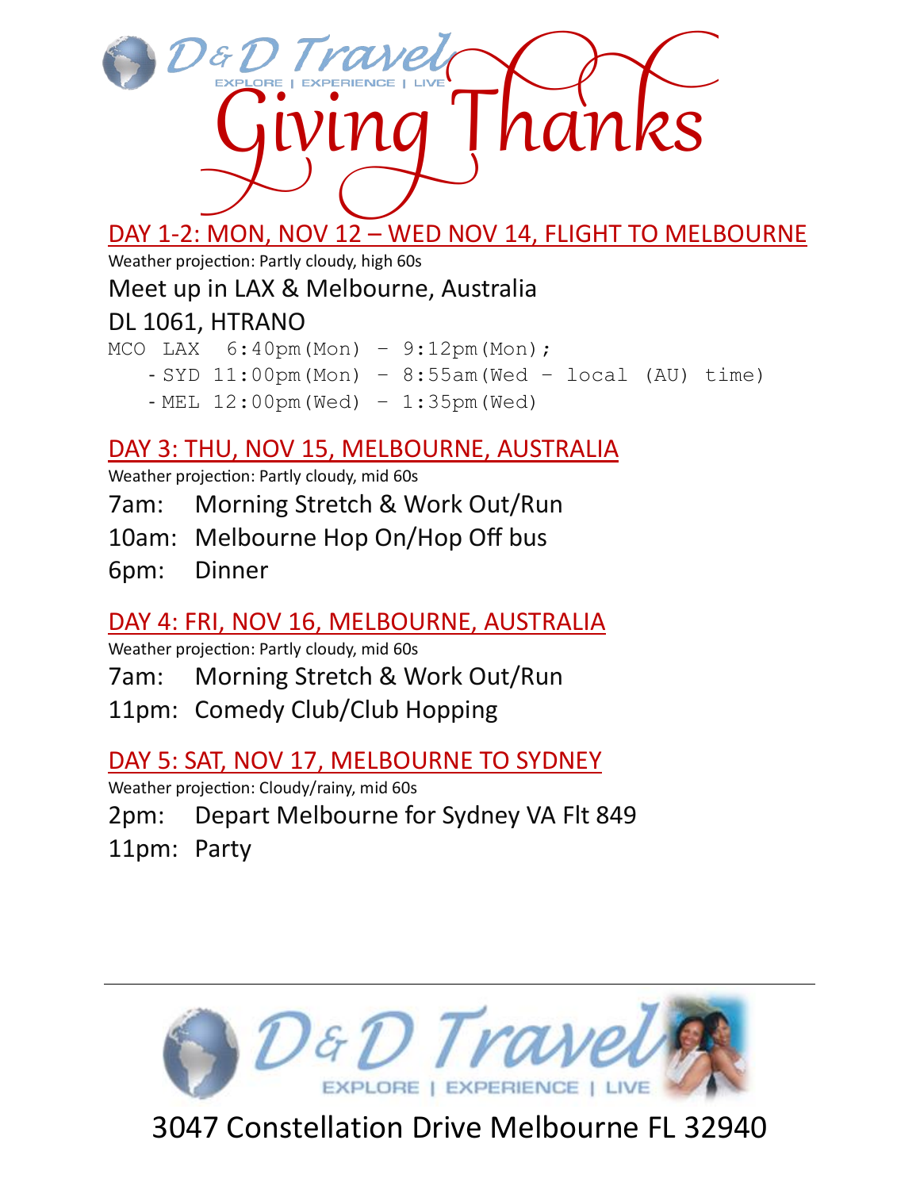D&D Travel
EXPLORE | EXPERIENCE | LIVE

# Giving Thanks

## DAY 1-2: MON, NOV 12 – WED NOV 14, FLIGHT TO MELBOURNE

Weather projection: Partly cloudy, high 60s

Meet up in LAX & Melbourne, Australia

DL 1061, HTRANO

```
MCO LAX  6:40pm(Mon) – 9:12pm(Mon);
   - SYD 11:00pm(Mon) – 8:55am(Wed – local (AU) time)
   - MEL 12:00pm(Wed) – 1:35pm(Wed)
```

## DAY 3: THU, NOV 15, MELBOURNE, AUSTRALIA

Weather projection: Partly cloudy, mid 60s

7am: Morning Stretch & Work Out/Run

10am: Melbourne Hop On/Hop Off bus

6pm: Dinner

## DAY 4: FRI, NOV 16, MELBOURNE, AUSTRALIA

Weather projection: Partly cloudy, mid 60s

7am: Morning Stretch & Work Out/Run

11pm: Comedy Club/Club Hopping

## DAY 5: SAT, NOV 17, MELBOURNE TO SYDNEY

Weather projection: Cloudy/rainy, mid 60s

2pm: Depart Melbourne for Sydney VA Flt 849

11pm: Party

---

D&D Travel
EXPLORE | EXPERIENCE | LIVE

3047 Constellation Drive Melbourne FL 32940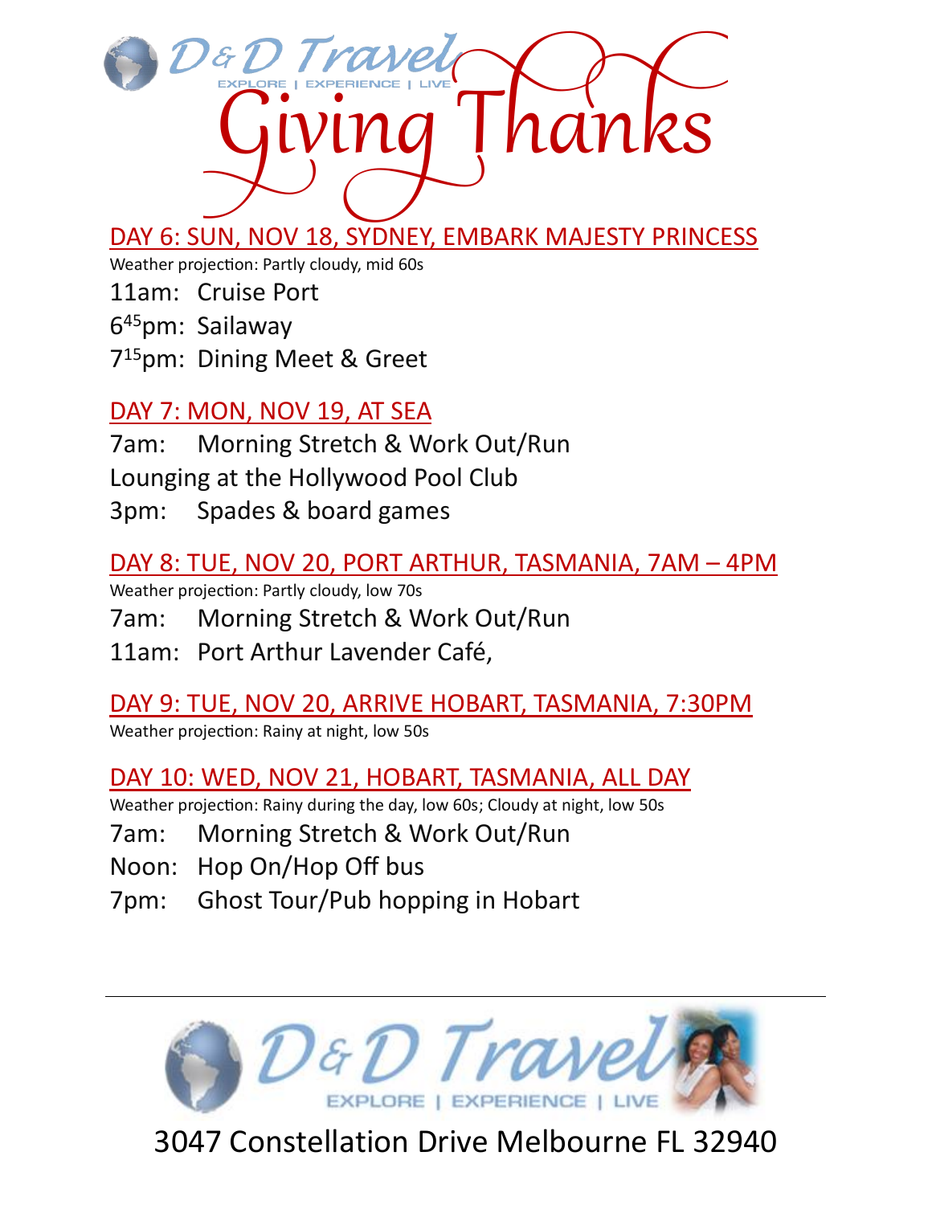# Giving Thanks

## DAY 6: SUN, NOV 18, SYDNEY, EMBARK MAJESTY PRINCESS

Weather projection: Partly cloudy, mid 60s

11am: Cruise Port

6:45pm: Sailaway

7:15pm: Dining Meet & Greet

## DAY 7: MON, NOV 19, AT SEA

7am: Morning Stretch & Work Out/Run

Lounging at the Hollywood Pool Club

3pm: Spades & board games

## DAY 8: TUE, NOV 20, PORT ARTHUR, TASMANIA, 7AM – 4PM

Weather projection: Partly cloudy, low 70s

7am: Morning Stretch & Work Out/Run

11am: Port Arthur Lavender Café,

## DAY 9: TUE, NOV 20, ARRIVE HOBART, TASMANIA, 7:30PM

Weather projection: Rainy at night, low 50s

## DAY 10: WED, NOV 21, HOBART, TASMANIA, ALL DAY

Weather projection: Rainy during the day, low 60s; Cloudy at night, low 50s

7am: Morning Stretch & Work Out/Run

Noon: Hop On/Hop Off bus

7pm: Ghost Tour/Pub hopping in Hobart

---

D&D Travel
EXPLORE | EXPERIENCE | LIVE

3047 Constellation Drive Melbourne FL 32940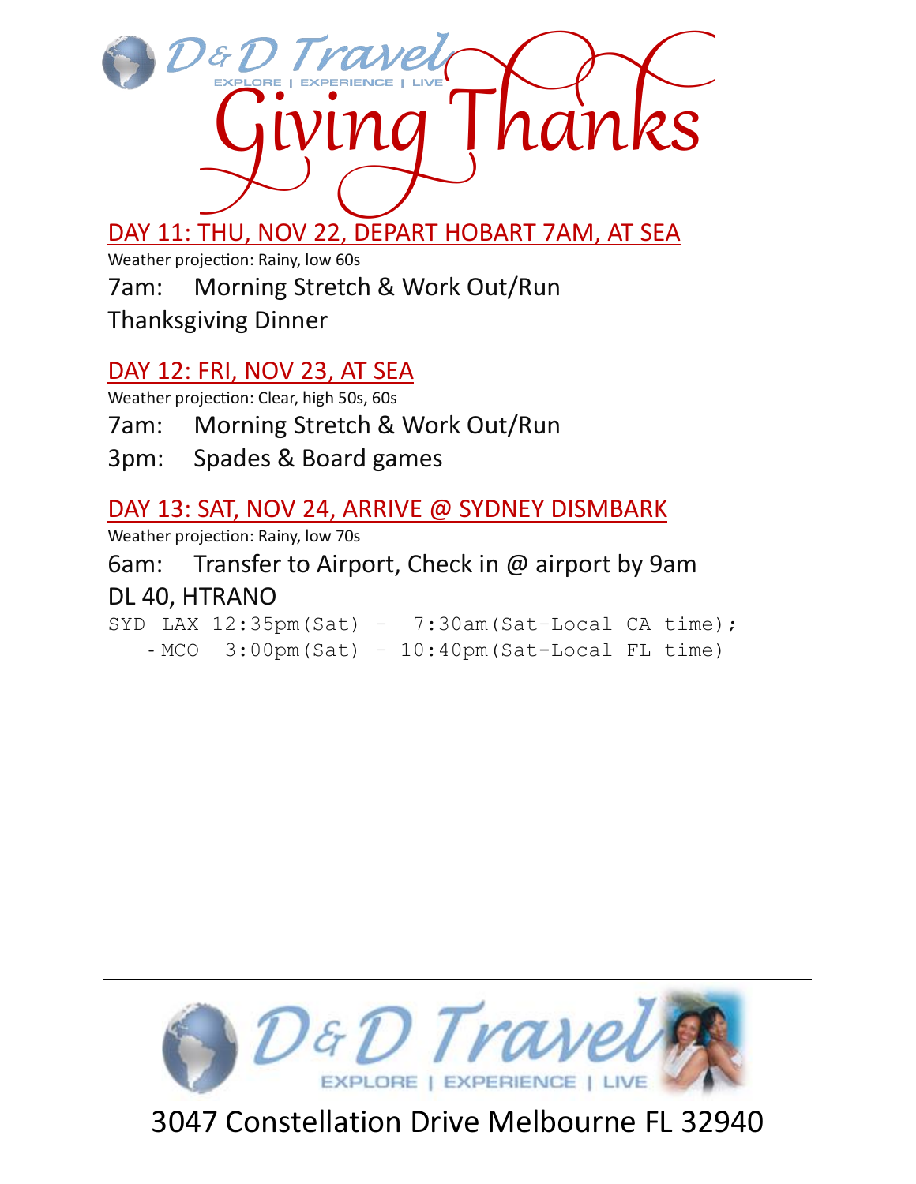D&D Travel
EXPLORE | EXPERIENCE | LIVE

# Giving Thanks

## DAY 11: THU, NOV 22, DEPART HOBART 7AM, AT SEA

Weather projection: Rainy, low 60s

7am: Morning Stretch & Work Out/Run

Thanksgiving Dinner

## DAY 12: FRI, NOV 23, AT SEA

Weather projection: Clear, high 50s, 60s

7am: Morning Stretch & Work Out/Run

3pm: Spades & Board games

## DAY 13: SAT, NOV 24, ARRIVE @ SYDNEY DISMBARK

Weather projection: Rainy, low 70s

6am: Transfer to Airport, Check in @ airport by 9am

DL 40, HTRANO

```
SYD LAX 12:35pm(Sat) –  7:30am(Sat-Local CA time);
   -MCO  3:00pm(Sat) – 10:40pm(Sat-Local FL time)
```

---

D&D Travel
EXPLORE | EXPERIENCE | LIVE

3047 Constellation Drive Melbourne FL 32940